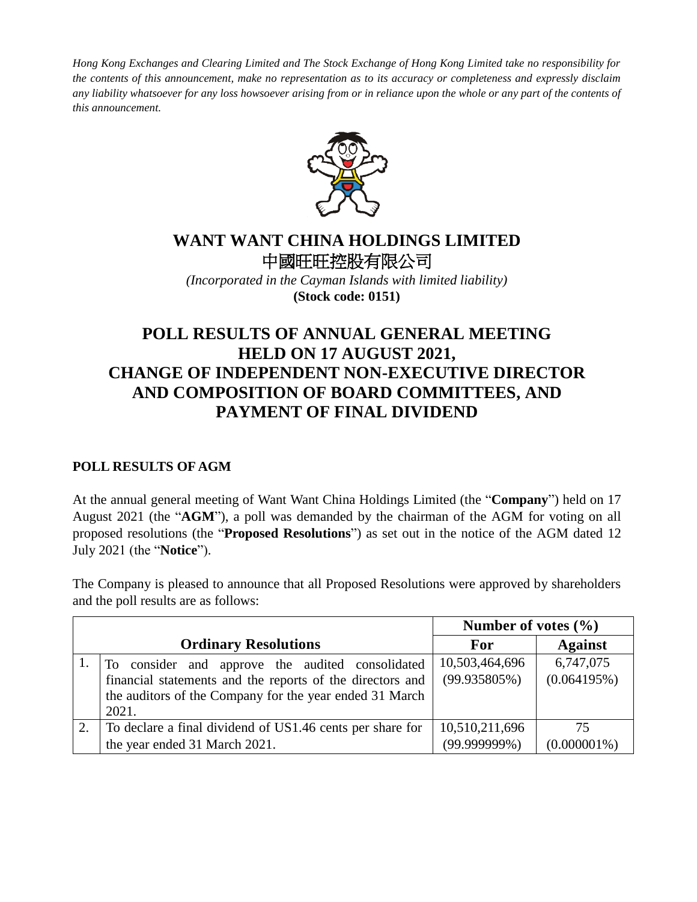*Hong Kong Exchanges and Clearing Limited and The Stock Exchange of Hong Kong Limited take no responsibility for the contents of this announcement, make no representation as to its accuracy or completeness and expressly disclaim any liability whatsoever for any loss howsoever arising from or in reliance upon the whole or any part of the contents of this announcement.*

# WANT WANT CHINA HOLDINGS LIMITED
# 中國旺旺控股有限公司

*(Incorporated in the Cayman Islands with limited liability)*

**(Stock code: 0151)**

# POLL RESULTS OF ANNUAL GENERAL MEETING HELD ON 17 AUGUST 2021, CHANGE OF INDEPENDENT NON-EXECUTIVE DIRECTOR AND COMPOSITION OF BOARD COMMITTEES, AND PAYMENT OF FINAL DIVIDEND

## POLL RESULTS OF AGM

At the annual general meeting of Want Want China Holdings Limited (the "**Company**") held on 17 August 2021 (the "**AGM**"), a poll was demanded by the chairman of the AGM for voting on all proposed resolutions (the "**Proposed Resolutions**") as set out in the notice of the AGM dated 12 July 2021 (the "**Notice**").

The Company is pleased to announce that all Proposed Resolutions were approved by shareholders and the poll results are as follows:

| | | Number of votes (%) | |
|---|---|---|---|
| | **Ordinary Resolutions** | **For** | **Against** |
| 1. | To consider and approve the audited consolidated financial statements and the reports of the directors and the auditors of the Company for the year ended 31 March 2021. | 10,503,464,696 (99.935805%) | 6,747,075 (0.064195%) |
| 2. | To declare a final dividend of US1.46 cents per share for the year ended 31 March 2021. | 10,510,211,696 (99.999999%) | 75 (0.000001%) |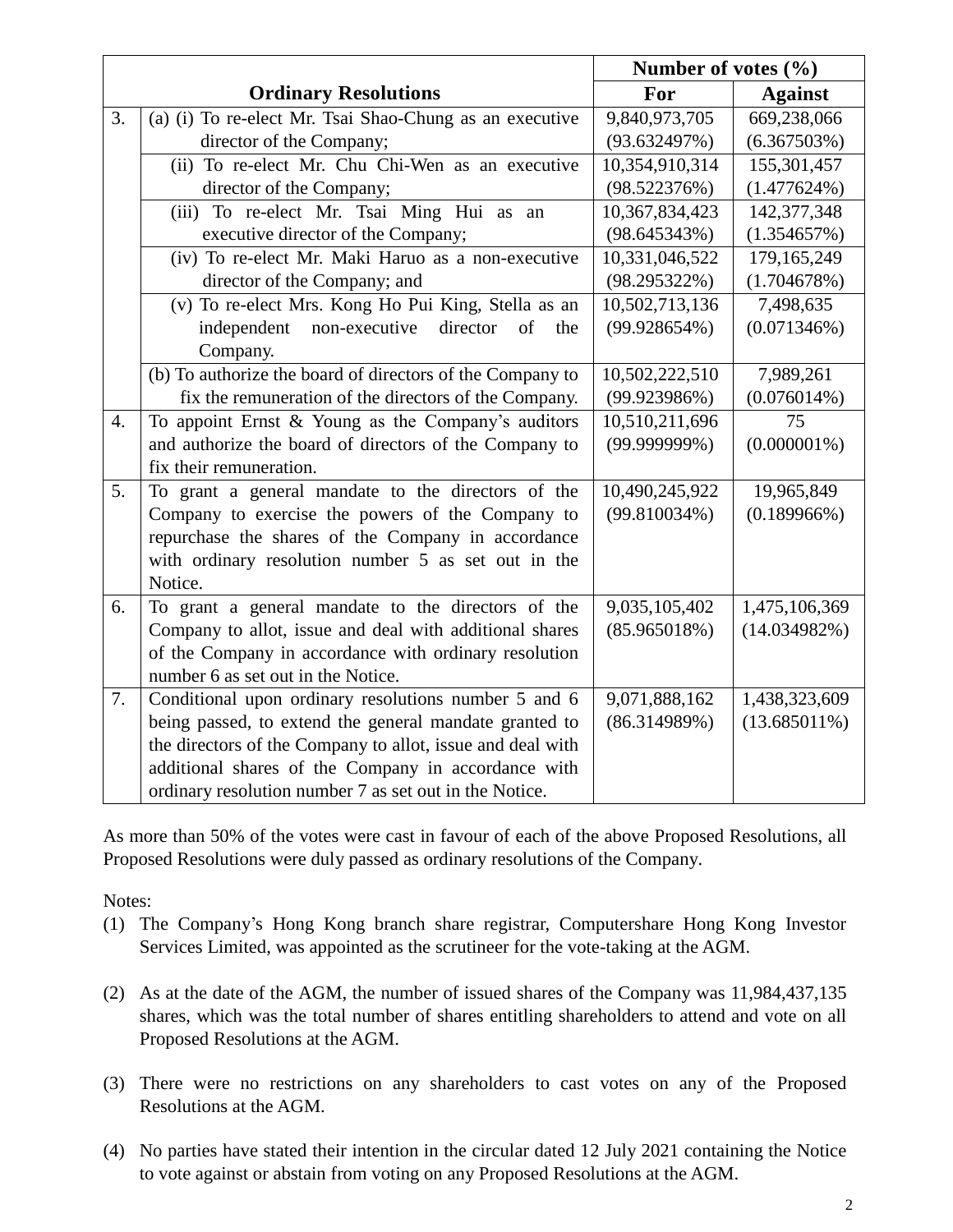| | Ordinary Resolutions | Number of votes (%) | |
|---|---|---|---|
| | | For | Against |
| 3. | (a) (i) To re-elect Mr. Tsai Shao-Chung as an executive director of the Company; | 9,840,973,705 (93.632497%) | 669,238,066 (6.367503%) |
| | (ii) To re-elect Mr. Chu Chi-Wen as an executive director of the Company; | 10,354,910,314 (98.522376%) | 155,301,457 (1.477624%) |
| | (iii) To re-elect Mr. Tsai Ming Hui as an executive director of the Company; | 10,367,834,423 (98.645343%) | 142,377,348 (1.354657%) |
| | (iv) To re-elect Mr. Maki Haruo as a non-executive director of the Company; and | 10,331,046,522 (98.295322%) | 179,165,249 (1.704678%) |
| | (v) To re-elect Mrs. Kong Ho Pui King, Stella as an independent non-executive director of the Company. | 10,502,713,136 (99.928654%) | 7,498,635 (0.071346%) |
| | (b) To authorize the board of directors of the Company to fix the remuneration of the directors of the Company. | 10,502,222,510 (99.923986%) | 7,989,261 (0.076014%) |
| 4. | To appoint Ernst & Young as the Company's auditors and authorize the board of directors of the Company to fix their remuneration. | 10,510,211,696 (99.999999%) | 75 (0.000001%) |
| 5. | To grant a general mandate to the directors of the Company to exercise the powers of the Company to repurchase the shares of the Company in accordance with ordinary resolution number 5 as set out in the Notice. | 10,490,245,922 (99.810034%) | 19,965,849 (0.189966%) |
| 6. | To grant a general mandate to the directors of the Company to allot, issue and deal with additional shares of the Company in accordance with ordinary resolution number 6 as set out in the Notice. | 9,035,105,402 (85.965018%) | 1,475,106,369 (14.034982%) |
| 7. | Conditional upon ordinary resolutions number 5 and 6 being passed, to extend the general mandate granted to the directors of the Company to allot, issue and deal with additional shares of the Company in accordance with ordinary resolution number 7 as set out in the Notice. | 9,071,888,162 (86.314989%) | 1,438,323,609 (13.685011%) |

As more than 50% of the votes were cast in favour of each of the above Proposed Resolutions, all Proposed Resolutions were duly passed as ordinary resolutions of the Company.

Notes:

(1) The Company's Hong Kong branch share registrar, Computershare Hong Kong Investor Services Limited, was appointed as the scrutineer for the vote-taking at the AGM.

(2) As at the date of the AGM, the number of issued shares of the Company was 11,984,437,135 shares, which was the total number of shares entitling shareholders to attend and vote on all Proposed Resolutions at the AGM.

(3) There were no restrictions on any shareholders to cast votes on any of the Proposed Resolutions at the AGM.

(4) No parties have stated their intention in the circular dated 12 July 2021 containing the Notice to vote against or abstain from voting on any Proposed Resolutions at the AGM.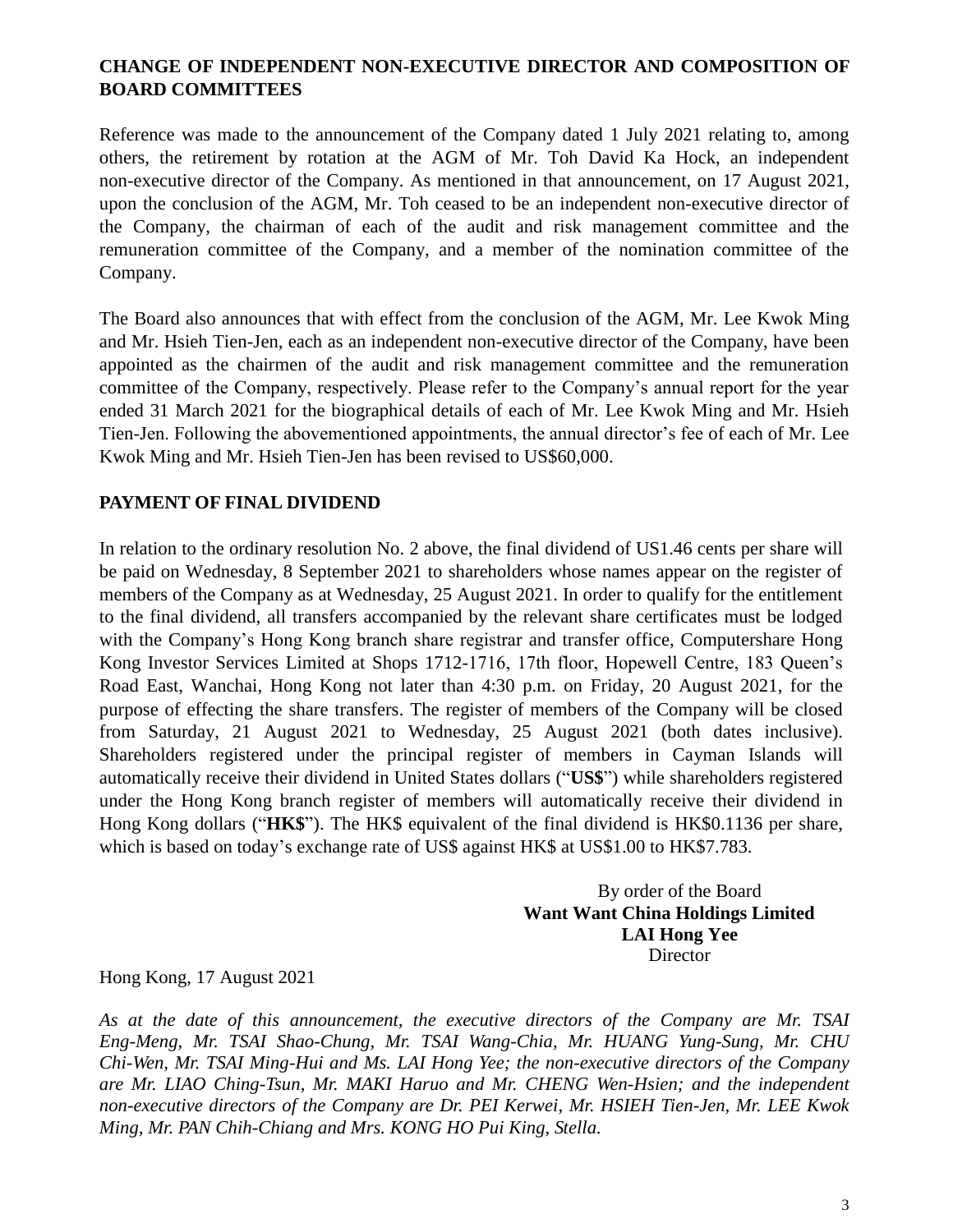**CHANGE OF INDEPENDENT NON-EXECUTIVE DIRECTOR AND COMPOSITION OF BOARD COMMITTEES**

Reference was made to the announcement of the Company dated 1 July 2021 relating to, among others, the retirement by rotation at the AGM of Mr. Toh David Ka Hock, an independent non-executive director of the Company. As mentioned in that announcement, on 17 August 2021, upon the conclusion of the AGM, Mr. Toh ceased to be an independent non-executive director of the Company, the chairman of each of the audit and risk management committee and the remuneration committee of the Company, and a member of the nomination committee of the Company.

The Board also announces that with effect from the conclusion of the AGM, Mr. Lee Kwok Ming and Mr. Hsieh Tien-Jen, each as an independent non-executive director of the Company, have been appointed as the chairmen of the audit and risk management committee and the remuneration committee of the Company, respectively. Please refer to the Company's annual report for the year ended 31 March 2021 for the biographical details of each of Mr. Lee Kwok Ming and Mr. Hsieh Tien-Jen. Following the abovementioned appointments, the annual director's fee of each of Mr. Lee Kwok Ming and Mr. Hsieh Tien-Jen has been revised to US$60,000.

**PAYMENT OF FINAL DIVIDEND**

In relation to the ordinary resolution No. 2 above, the final dividend of US1.46 cents per share will be paid on Wednesday, 8 September 2021 to shareholders whose names appear on the register of members of the Company as at Wednesday, 25 August 2021. In order to qualify for the entitlement to the final dividend, all transfers accompanied by the relevant share certificates must be lodged with the Company's Hong Kong branch share registrar and transfer office, Computershare Hong Kong Investor Services Limited at Shops 1712-1716, 17th floor, Hopewell Centre, 183 Queen's Road East, Wanchai, Hong Kong not later than 4:30 p.m. on Friday, 20 August 2021, for the purpose of effecting the share transfers. The register of members of the Company will be closed from Saturday, 21 August 2021 to Wednesday, 25 August 2021 (both dates inclusive). Shareholders registered under the principal register of members in Cayman Islands will automatically receive their dividend in United States dollars ("**US$**") while shareholders registered under the Hong Kong branch register of members will automatically receive their dividend in Hong Kong dollars ("**HK$**"). The HK$ equivalent of the final dividend is HK$0.1136 per share, which is based on today's exchange rate of US$ against HK$ at US$1.00 to HK$7.783.

By order of the Board
**Want Want China Holdings Limited**
**LAI Hong Yee**
Director

Hong Kong, 17 August 2021

*As at the date of this announcement, the executive directors of the Company are Mr. TSAI Eng-Meng, Mr. TSAI Shao-Chung, Mr. TSAI Wang-Chia, Mr. HUANG Yung-Sung, Mr. CHU Chi-Wen, Mr. TSAI Ming-Hui and Ms. LAI Hong Yee; the non-executive directors of the Company are Mr. LIAO Ching-Tsun, Mr. MAKI Haruo and Mr. CHENG Wen-Hsien; and the independent non-executive directors of the Company are Dr. PEI Kerwei, Mr. HSIEH Tien-Jen, Mr. LEE Kwok Ming, Mr. PAN Chih-Chiang and Mrs. KONG HO Pui King, Stella.*